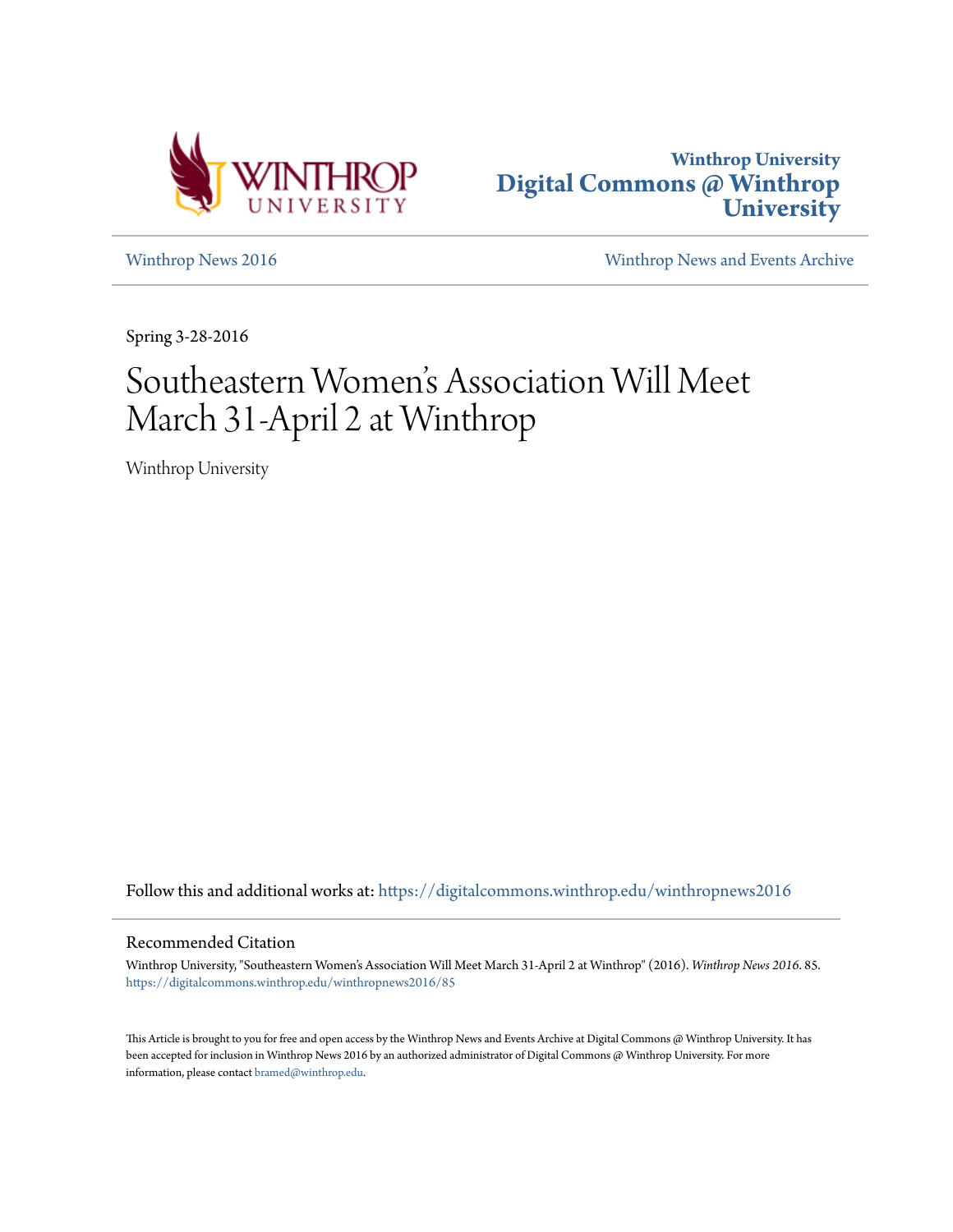Winthrop University
Digital Commons @ Winthrop University

Winthrop News 2016

Winthrop News and Events Archive

Spring 3-28-2016

# Southeastern Women's Association Will Meet March 31-April 2 at Winthrop

Winthrop University

Follow this and additional works at: https://digitalcommons.winthrop.edu/winthropnews2016

## Recommended Citation

Winthrop University, "Southeastern Women's Association Will Meet March 31-April 2 at Winthrop" (2016). *Winthrop News 2016*. 85.
https://digitalcommons.winthrop.edu/winthropnews2016/85

This Article is brought to you for free and open access by the Winthrop News and Events Archive at Digital Commons @ Winthrop University. It has been accepted for inclusion in Winthrop News 2016 by an authorized administrator of Digital Commons @ Winthrop University. For more information, please contact bramed@winthrop.edu.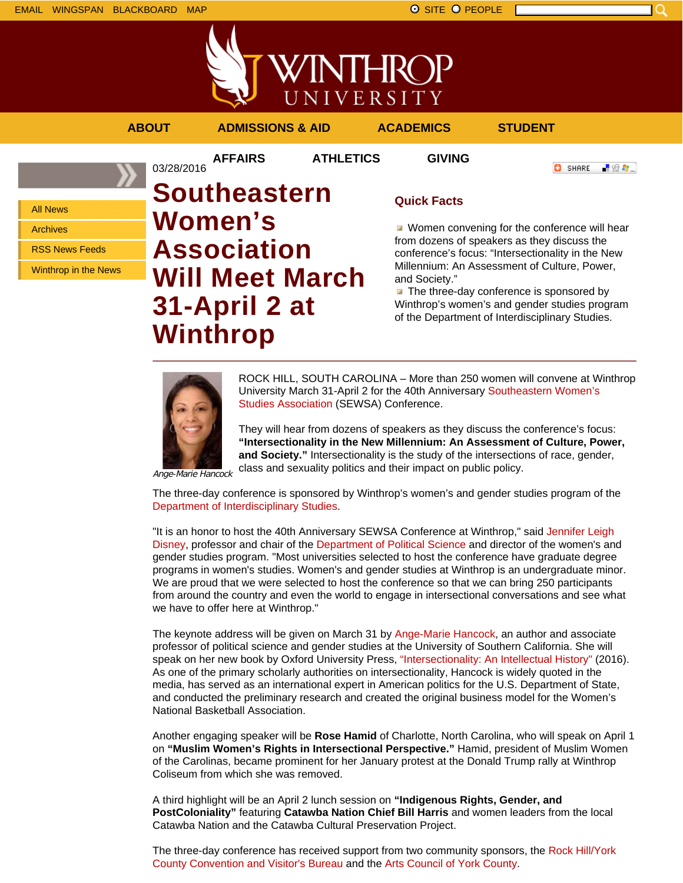EMAIL WINGSPAN BLACKBOARD MAP

SITE PEOPLE

ABOUT ADMISSIONS & AID ACADEMICS STUDENT AFFAIRS ATHLETICS GIVING

- All News
- Archives
- RSS News Feeds
- Winthrop in the News

03/28/2016

# Southeastern Women's Association Will Meet March 31-April 2 at Winthrop

## Quick Facts

- Women convening for the conference will hear from dozens of speakers as they discuss the conference's focus: "Intersectionality in the New Millennium: An Assessment of Culture, Power, and Society."
- The three-day conference is sponsored by Winthrop's women's and gender studies program of the Department of Interdisciplinary Studies.

*Ange-Marie Hancock*

ROCK HILL, SOUTH CAROLINA – More than 250 women will convene at Winthrop University March 31-April 2 for the 40th Anniversary Southeastern Women's Studies Association (SEWSA) Conference.

They will hear from dozens of speakers as they discuss the conference's focus: **"Intersectionality in the New Millennium: An Assessment of Culture, Power, and Society."** Intersectionality is the study of the intersections of race, gender, class and sexuality politics and their impact on public policy.

The three-day conference is sponsored by Winthrop's women's and gender studies program of the Department of Interdisciplinary Studies.

"It is an honor to host the 40th Anniversary SEWSA Conference at Winthrop," said Jennifer Leigh Disney, professor and chair of the Department of Political Science and director of the women's and gender studies program. "Most universities selected to host the conference have graduate degree programs in women's studies. Women's and gender studies at Winthrop is an undergraduate minor. We are proud that we were selected to host the conference so that we can bring 250 participants from around the country and even the world to engage in intersectional conversations and see what we have to offer here at Winthrop."

The keynote address will be given on March 31 by Ange-Marie Hancock, an author and associate professor of political science and gender studies at the University of Southern California. She will speak on her new book by Oxford University Press, "Intersectionality: An Intellectual History" (2016). As one of the primary scholarly authorities on intersectionality, Hancock is widely quoted in the media, has served as an international expert in American politics for the U.S. Department of State, and conducted the preliminary research and created the original business model for the Women's National Basketball Association.

Another engaging speaker will be **Rose Hamid** of Charlotte, North Carolina, who will speak on April 1 on **"Muslim Women's Rights in Intersectional Perspective."** Hamid, president of Muslim Women of the Carolinas, became prominent for her January protest at the Donald Trump rally at Winthrop Coliseum from which she was removed.

A third highlight will be an April 2 lunch session on **"Indigenous Rights, Gender, and PostColoniality"** featuring **Catawba Nation Chief Bill Harris** and women leaders from the local Catawba Nation and the Catawba Cultural Preservation Project.

The three-day conference has received support from two community sponsors, the Rock Hill/York County Convention and Visitor's Bureau and the Arts Council of York County.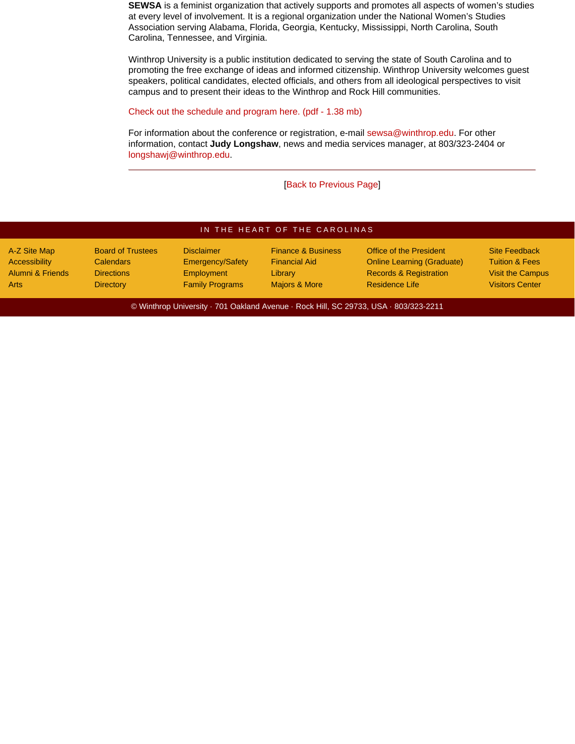**SEWSA** is a feminist organization that actively supports and promotes all aspects of women's studies at every level of involvement. It is a regional organization under the National Women's Studies Association serving Alabama, Florida, Georgia, Kentucky, Mississippi, North Carolina, South Carolina, Tennessee, and Virginia.

Winthrop University is a public institution dedicated to serving the state of South Carolina and to promoting the free exchange of ideas and informed citizenship. Winthrop University welcomes guest speakers, political candidates, elected officials, and others from all ideological perspectives to visit campus and to present their ideas to the Winthrop and Rock Hill communities.

Check out the schedule and program here. (pdf - 1.38 mb)

For information about the conference or registration, e-mail sewsa@winthrop.edu. For other information, contact **Judy Longshaw**, news and media services manager, at 803/323-2404 or longshawj@winthrop.edu.

---

[Back to Previous Page]

IN THE HEART OF THE CAROLINAS

A-Z Site Map
Accessibility
Alumni & Friends
Arts
Board of Trustees
Calendars
Directions
Directory
Disclaimer
Emergency/Safety
Employment
Family Programs
Finance & Business
Financial Aid
Library
Majors & More
Office of the President
Online Learning (Graduate)
Records & Registration
Residence Life
Site Feedback
Tuition & Fees
Visit the Campus
Visitors Center

© Winthrop University · 701 Oakland Avenue · Rock Hill, SC 29733, USA · 803/323-2211